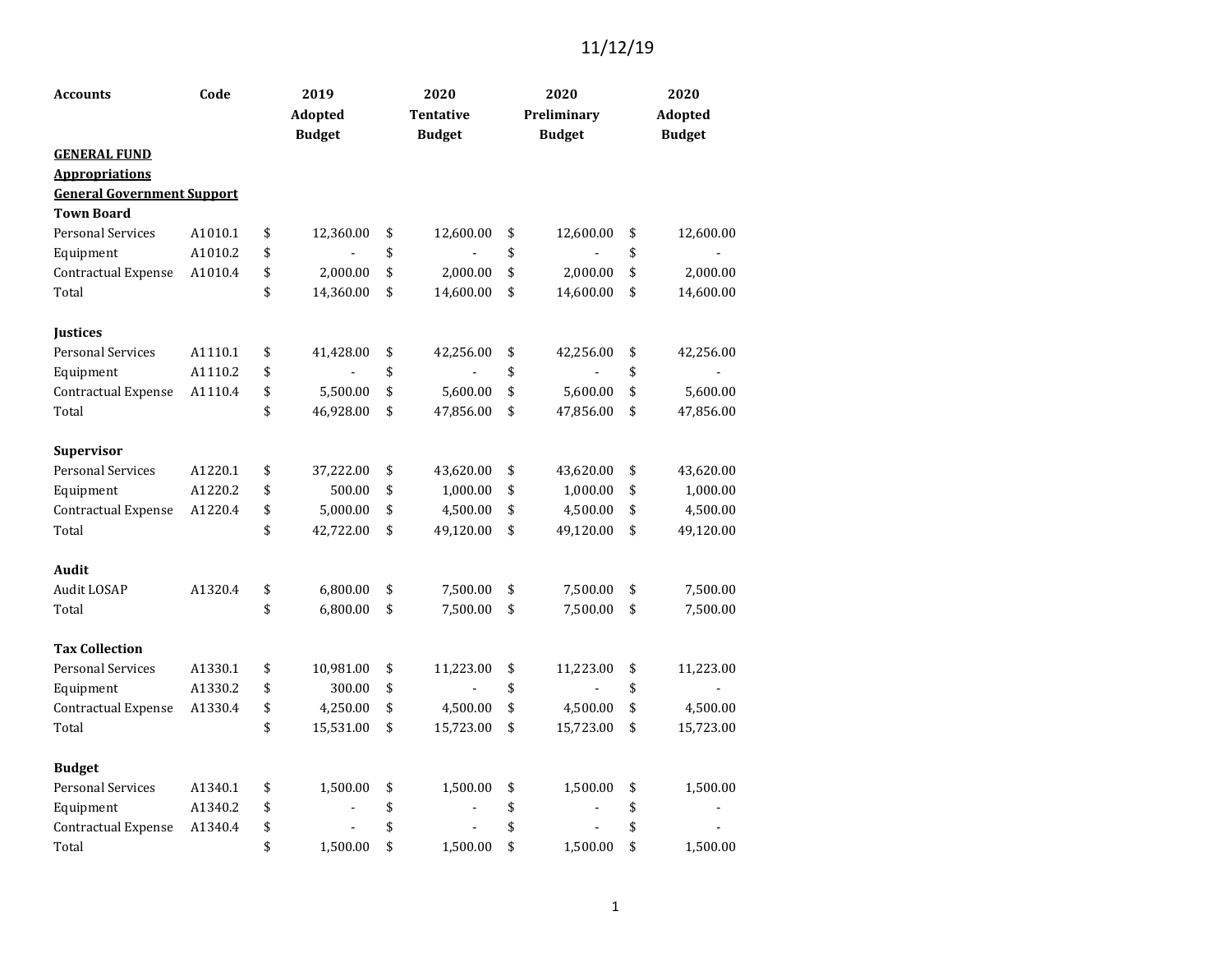11/12/19

| Accounts | Code | 2019 Adopted Budget | 2020 Tentative Budget | 2020 Preliminary Budget | 2020 Adopted Budget |
|---|---|---|---|---|---|
| **GENERAL FUND** | | | | | |
| **Appropriations** | | | | | |
| **General Government Support** | | | | | |
| **Town Board** | | | | | |
| Personal Services | A1010.1 | $ 12,360.00 | $ 12,600.00 | $ 12,600.00 | $ 12,600.00 |
| Equipment | A1010.2 | $ - | $ - | $ - | $ - |
| Contractual Expense | A1010.4 | $ 2,000.00 | $ 2,000.00 | $ 2,000.00 | $ 2,000.00 |
| Total | | $ 14,360.00 | $ 14,600.00 | $ 14,600.00 | $ 14,600.00 |
| | | | | | |
| **Justices** | | | | | |
| Personal Services | A1110.1 | $ 41,428.00 | $ 42,256.00 | $ 42,256.00 | $ 42,256.00 |
| Equipment | A1110.2 | $ - | $ - | $ - | $ - |
| Contractual Expense | A1110.4 | $ 5,500.00 | $ 5,600.00 | $ 5,600.00 | $ 5,600.00 |
| Total | | $ 46,928.00 | $ 47,856.00 | $ 47,856.00 | $ 47,856.00 |
| | | | | | |
| **Supervisor** | | | | | |
| Personal Services | A1220.1 | $ 37,222.00 | $ 43,620.00 | $ 43,620.00 | $ 43,620.00 |
| Equipment | A1220.2 | $ 500.00 | $ 1,000.00 | $ 1,000.00 | $ 1,000.00 |
| Contractual Expense | A1220.4 | $ 5,000.00 | $ 4,500.00 | $ 4,500.00 | $ 4,500.00 |
| Total | | $ 42,722.00 | $ 49,120.00 | $ 49,120.00 | $ 49,120.00 |
| | | | | | |
| **Audit** | | | | | |
| Audit LOSAP | A1320.4 | $ 6,800.00 | $ 7,500.00 | $ 7,500.00 | $ 7,500.00 |
| Total | | $ 6,800.00 | $ 7,500.00 | $ 7,500.00 | $ 7,500.00 |
| | | | | | |
| **Tax Collection** | | | | | |
| Personal Services | A1330.1 | $ 10,981.00 | $ 11,223.00 | $ 11,223.00 | $ 11,223.00 |
| Equipment | A1330.2 | $ 300.00 | $ - | $ - | $ - |
| Contractual Expense | A1330.4 | $ 4,250.00 | $ 4,500.00 | $ 4,500.00 | $ 4,500.00 |
| Total | | $ 15,531.00 | $ 15,723.00 | $ 15,723.00 | $ 15,723.00 |
| | | | | | |
| **Budget** | | | | | |
| Personal Services | A1340.1 | $ 1,500.00 | $ 1,500.00 | $ 1,500.00 | $ 1,500.00 |
| Equipment | A1340.2 | $ - | $ - | $ - | $ - |
| Contractual Expense | A1340.4 | $ - | $ - | $ - | $ - |
| Total | | $ 1,500.00 | $ 1,500.00 | $ 1,500.00 | $ 1,500.00 |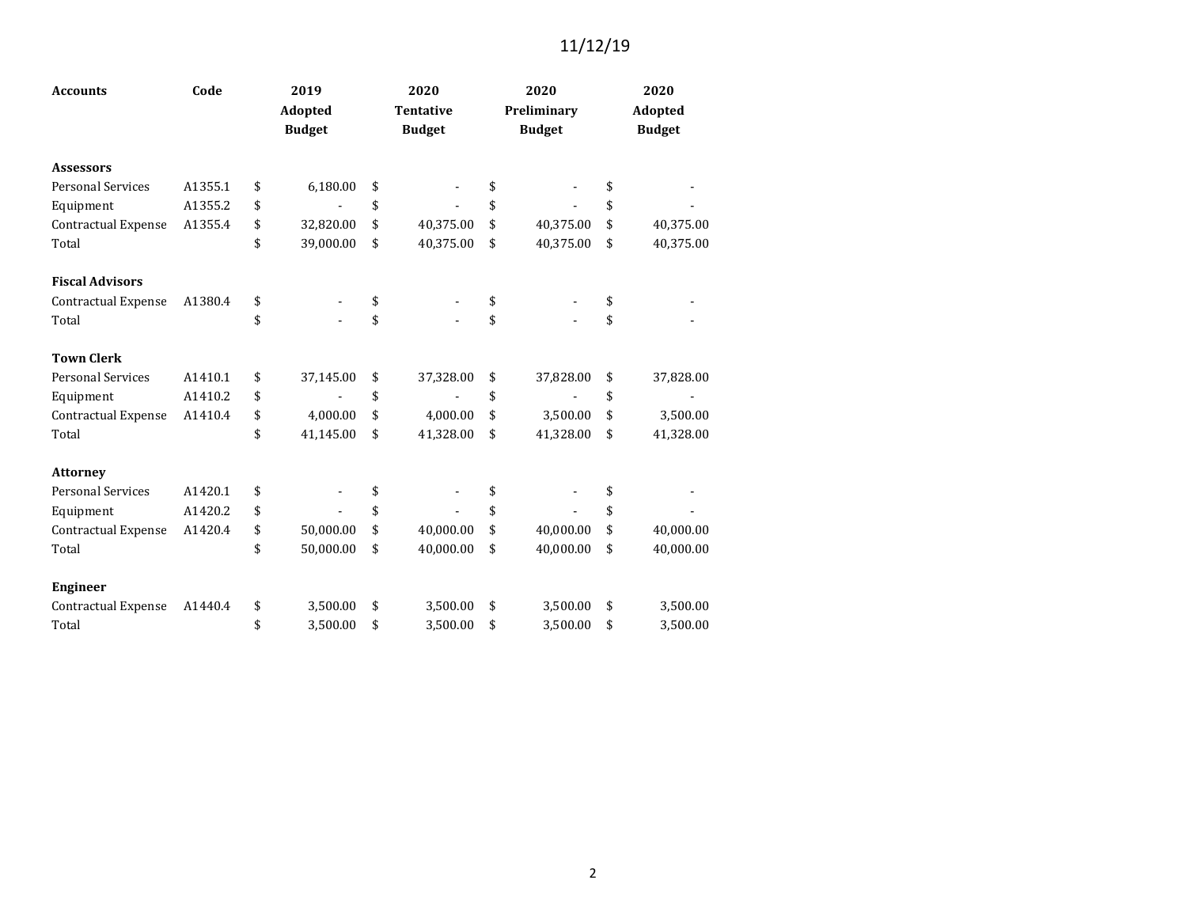11/12/19

| Accounts | Code | 2019 Adopted Budget | 2020 Tentative Budget | 2020 Preliminary Budget | 2020 Adopted Budget |
|---|---|---|---|---|---|
| **Assessors** | | | | | |
| Personal Services | A1355.1 | $ 6,180.00 | $ - | $ - | $ - |
| Equipment | A1355.2 | $ - | $ - | $ - | $ - |
| Contractual Expense | A1355.4 | $ 32,820.00 | $ 40,375.00 | $ 40,375.00 | $ 40,375.00 |
| Total | | $ 39,000.00 | $ 40,375.00 | $ 40,375.00 | $ 40,375.00 |
| **Fiscal Advisors** | | | | | |
| Contractual Expense | A1380.4 | $ - | $ - | $ - | $ - |
| Total | | $ - | $ - | $ - | $ - |
| **Town Clerk** | | | | | |
| Personal Services | A1410.1 | $ 37,145.00 | $ 37,328.00 | $ 37,828.00 | $ 37,828.00 |
| Equipment | A1410.2 | $ - | $ - | $ - | $ - |
| Contractual Expense | A1410.4 | $ 4,000.00 | $ 4,000.00 | $ 3,500.00 | $ 3,500.00 |
| Total | | $ 41,145.00 | $ 41,328.00 | $ 41,328.00 | $ 41,328.00 |
| **Attorney** | | | | | |
| Personal Services | A1420.1 | $ - | $ - | $ - | $ - |
| Equipment | A1420.2 | $ - | $ - | $ - | $ - |
| Contractual Expense | A1420.4 | $ 50,000.00 | $ 40,000.00 | $ 40,000.00 | $ 40,000.00 |
| Total | | $ 50,000.00 | $ 40,000.00 | $ 40,000.00 | $ 40,000.00 |
| **Engineer** | | | | | |
| Contractual Expense | A1440.4 | $ 3,500.00 | $ 3,500.00 | $ 3,500.00 | $ 3,500.00 |
| Total | | $ 3,500.00 | $ 3,500.00 | $ 3,500.00 | $ 3,500.00 |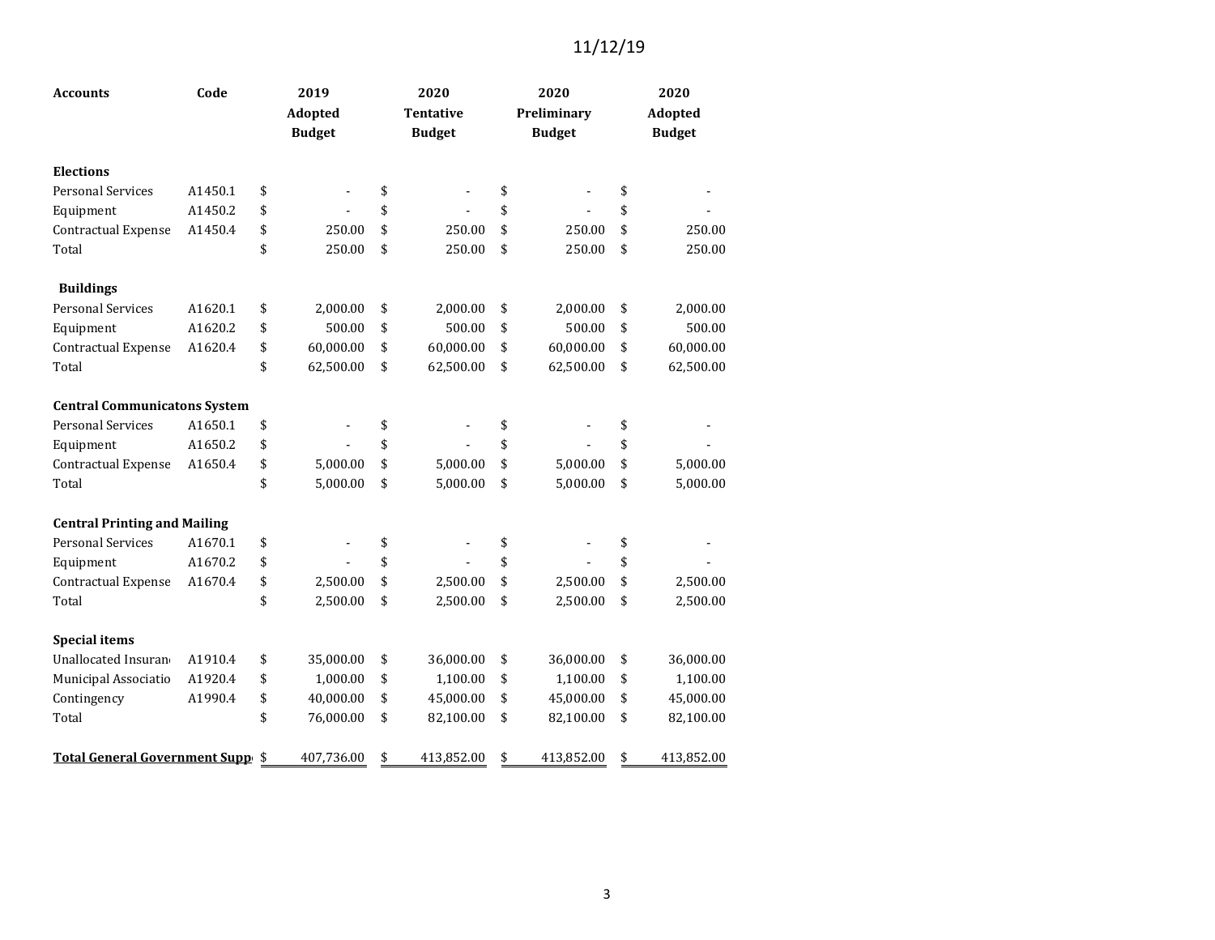11/12/19

| Accounts | Code | 2019 Adopted Budget | 2020 Tentative Budget | 2020 Preliminary Budget | 2020 Adopted Budget |
|---|---|---|---|---|---|
| **Elections** | | | | | |
| Personal Services | A1450.1 | $ - | $ - | $ - | $ - |
| Equipment | A1450.2 | $ - | $ - | $ - | $ - |
| Contractual Expense | A1450.4 | $ 250.00 | $ 250.00 | $ 250.00 | $ 250.00 |
| Total | | $ 250.00 | $ 250.00 | $ 250.00 | $ 250.00 |
| **Buildings** | | | | | |
| Personal Services | A1620.1 | $ 2,000.00 | $ 2,000.00 | $ 2,000.00 | $ 2,000.00 |
| Equipment | A1620.2 | $ 500.00 | $ 500.00 | $ 500.00 | $ 500.00 |
| Contractual Expense | A1620.4 | $ 60,000.00 | $ 60,000.00 | $ 60,000.00 | $ 60,000.00 |
| Total | | $ 62,500.00 | $ 62,500.00 | $ 62,500.00 | $ 62,500.00 |
| **Central Communicatons System** | | | | | |
| Personal Services | A1650.1 | $ - | $ - | $ - | $ - |
| Equipment | A1650.2 | $ - | $ - | $ - | $ - |
| Contractual Expense | A1650.4 | $ 5,000.00 | $ 5,000.00 | $ 5,000.00 | $ 5,000.00 |
| Total | | $ 5,000.00 | $ 5,000.00 | $ 5,000.00 | $ 5,000.00 |
| **Central Printing and Mailing** | | | | | |
| Personal Services | A1670.1 | $ - | $ - | $ - | $ - |
| Equipment | A1670.2 | $ - | $ - | $ - | $ - |
| Contractual Expense | A1670.4 | $ 2,500.00 | $ 2,500.00 | $ 2,500.00 | $ 2,500.00 |
| Total | | $ 2,500.00 | $ 2,500.00 | $ 2,500.00 | $ 2,500.00 |
| **Special items** | | | | | |
| Unallocated Insuran | A1910.4 | $ 35,000.00 | $ 36,000.00 | $ 36,000.00 | $ 36,000.00 |
| Municipal Associatio | A1920.4 | $ 1,000.00 | $ 1,100.00 | $ 1,100.00 | $ 1,100.00 |
| Contingency | A1990.4 | $ 40,000.00 | $ 45,000.00 | $ 45,000.00 | $ 45,000.00 |
| Total | | $ 76,000.00 | $ 82,100.00 | $ 82,100.00 | $ 82,100.00 |
| **Total General Government Supp** | | $ 407,736.00 | $ 413,852.00 | $ 413,852.00 | $ 413,852.00 |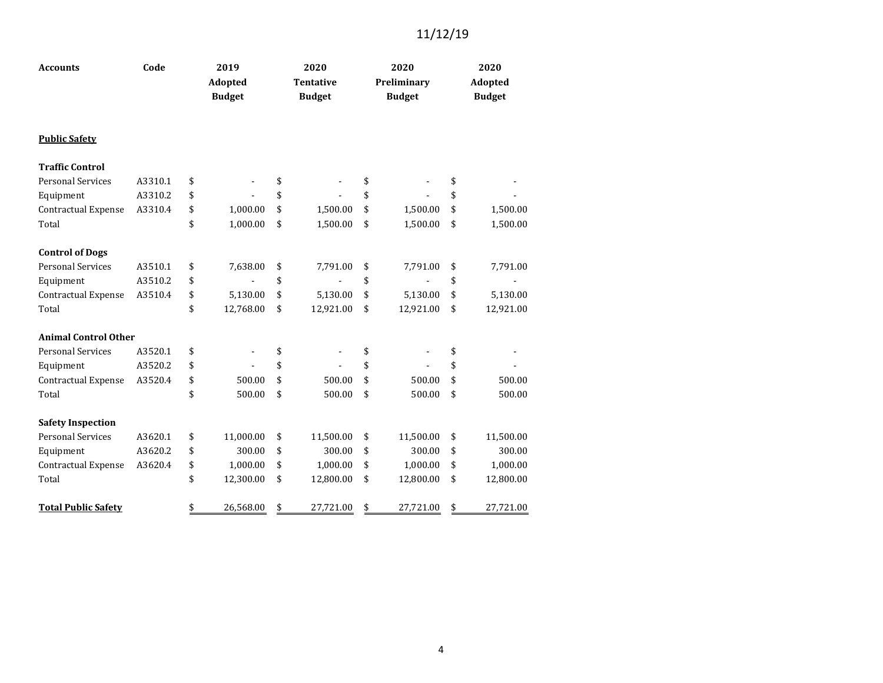11/12/19

| Accounts | Code | 2019 Adopted Budget | 2020 Tentative Budget | 2020 Preliminary Budget | 2020 Adopted Budget |
|---|---|---|---|---|---|
| **<u>Public Safety</u>** | | | | | |
| **Traffic Control** | | | | | |
| Personal Services | A3310.1 | $ - | $ - | $ - | $ - |
| Equipment | A3310.2 | $ - | $ - | $ - | $ - |
| Contractual Expense | A3310.4 | $ 1,000.00 | $ 1,500.00 | $ 1,500.00 | $ 1,500.00 |
| Total | | $ 1,000.00 | $ 1,500.00 | $ 1,500.00 | $ 1,500.00 |
| **Control of Dogs** | | | | | |
| Personal Services | A3510.1 | $ 7,638.00 | $ 7,791.00 | $ 7,791.00 | $ 7,791.00 |
| Equipment | A3510.2 | $ - | $ - | $ - | $ - |
| Contractual Expense | A3510.4 | $ 5,130.00 | $ 5,130.00 | $ 5,130.00 | $ 5,130.00 |
| Total | | $ 12,768.00 | $ 12,921.00 | $ 12,921.00 | $ 12,921.00 |
| **Animal Control Other** | | | | | |
| Personal Services | A3520.1 | $ - | $ - | $ - | $ - |
| Equipment | A3520.2 | $ - | $ - | $ - | $ - |
| Contractual Expense | A3520.4 | $ 500.00 | $ 500.00 | $ 500.00 | $ 500.00 |
| Total | | $ 500.00 | $ 500.00 | $ 500.00 | $ 500.00 |
| **Safety Inspection** | | | | | |
| Personal Services | A3620.1 | $ 11,000.00 | $ 11,500.00 | $ 11,500.00 | $ 11,500.00 |
| Equipment | A3620.2 | $ 300.00 | $ 300.00 | $ 300.00 | $ 300.00 |
| Contractual Expense | A3620.4 | $ 1,000.00 | $ 1,000.00 | $ 1,000.00 | $ 1,000.00 |
| Total | | $ 12,300.00 | $ 12,800.00 | $ 12,800.00 | $ 12,800.00 |
| **<u>Total Public Safety</u>** | | $ 26,568.00 | $ 27,721.00 | $ 27,721.00 | $ 27,721.00 |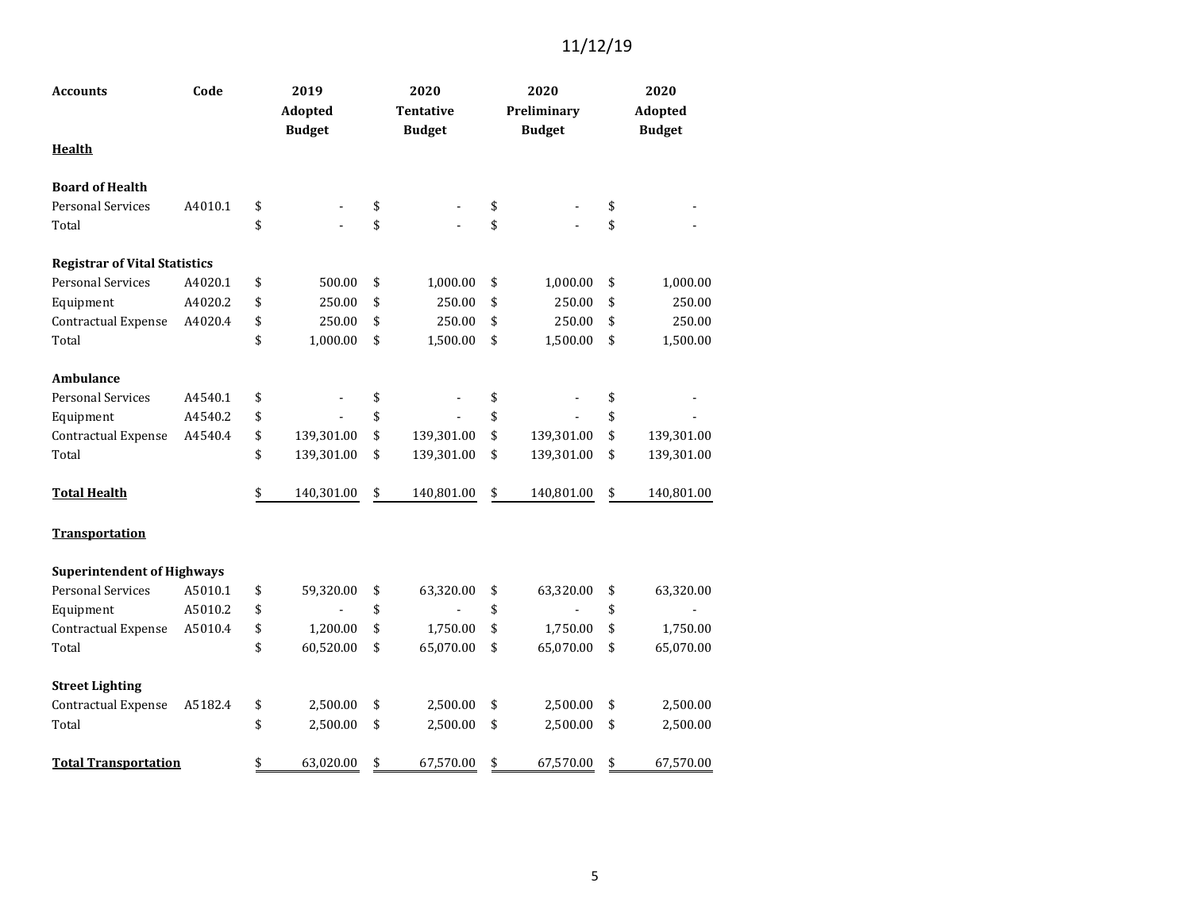11/12/19

| Accounts | Code | 2019 Adopted Budget | 2020 Tentative Budget | 2020 Preliminary Budget | 2020 Adopted Budget |
|---|---|---|---|---|---|
| **Health** | | | | | |
| **Board of Health** | | | | | |
| Personal Services | A4010.1 | $ - | $ - | $ - | $ - |
| Total | | $ - | $ - | $ - | $ - |
| **Registrar of Vital Statistics** | | | | | |
| Personal Services | A4020.1 | $ 500.00 | $ 1,000.00 | $ 1,000.00 | $ 1,000.00 |
| Equipment | A4020.2 | $ 250.00 | $ 250.00 | $ 250.00 | $ 250.00 |
| Contractual Expense | A4020.4 | $ 250.00 | $ 250.00 | $ 250.00 | $ 250.00 |
| Total | | $ 1,000.00 | $ 1,500.00 | $ 1,500.00 | $ 1,500.00 |
| **Ambulance** | | | | | |
| Personal Services | A4540.1 | $ - | $ - | $ - | $ - |
| Equipment | A4540.2 | $ - | $ - | $ - | $ - |
| Contractual Expense | A4540.4 | $ 139,301.00 | $ 139,301.00 | $ 139,301.00 | $ 139,301.00 |
| Total | | $ 139,301.00 | $ 139,301.00 | $ 139,301.00 | $ 139,301.00 |
| **Total Health** | | $ 140,301.00 | $ 140,801.00 | $ 140,801.00 | $ 140,801.00 |
| **Transportation** | | | | | |
| **Superintendent of Highways** | | | | | |
| Personal Services | A5010.1 | $ 59,320.00 | $ 63,320.00 | $ 63,320.00 | $ 63,320.00 |
| Equipment | A5010.2 | $ - | $ - | $ - | $ - |
| Contractual Expense | A5010.4 | $ 1,200.00 | $ 1,750.00 | $ 1,750.00 | $ 1,750.00 |
| Total | | $ 60,520.00 | $ 65,070.00 | $ 65,070.00 | $ 65,070.00 |
| **Street Lighting** | | | | | |
| Contractual Expense | A5182.4 | $ 2,500.00 | $ 2,500.00 | $ 2,500.00 | $ 2,500.00 |
| Total | | $ 2,500.00 | $ 2,500.00 | $ 2,500.00 | $ 2,500.00 |
| **Total Transportation** | | $ 63,020.00 | $ 67,570.00 | $ 67,570.00 | $ 67,570.00 |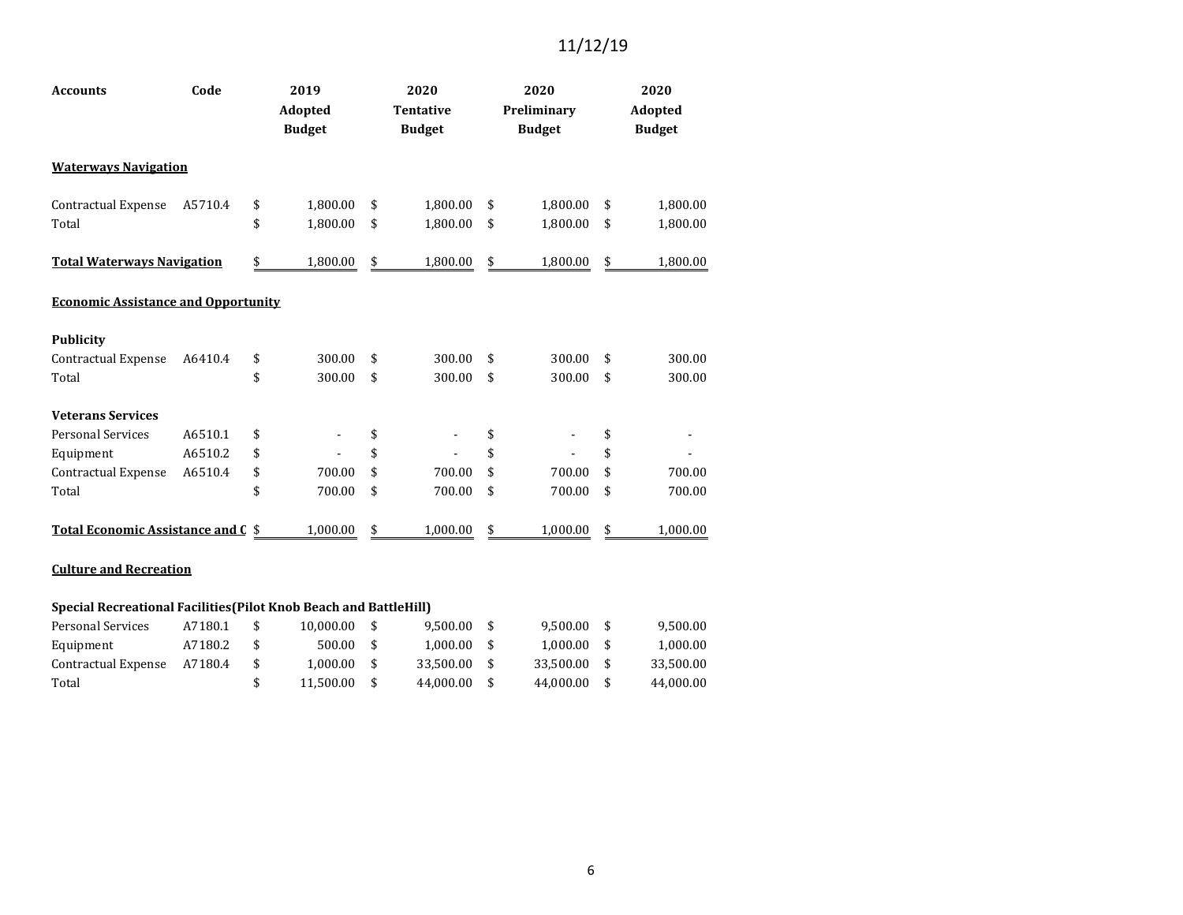11/12/19

| Accounts | Code | 2019 Adopted Budget | 2020 Tentative Budget | 2020 Preliminary Budget | 2020 Adopted Budget |
|---|---|---|---|---|---|
| **Waterways Navigation** | | | | | |
| Contractual Expense | A5710.4 | $ 1,800.00 | $ 1,800.00 | $ 1,800.00 | $ 1,800.00 |
| Total | | $ 1,800.00 | $ 1,800.00 | $ 1,800.00 | $ 1,800.00 |
| **Total Waterways Navigation** | | $ 1,800.00 | $ 1,800.00 | $ 1,800.00 | $ 1,800.00 |
| **Economic Assistance and Opportunity** | | | | | |
| **Publicity** | | | | | |
| Contractual Expense | A6410.4 | $ 300.00 | $ 300.00 | $ 300.00 | $ 300.00 |
| Total | | $ 300.00 | $ 300.00 | $ 300.00 | $ 300.00 |
| **Veterans Services** | | | | | |
| Personal Services | A6510.1 | $ - | $ - | $ - | $ - |
| Equipment | A6510.2 | $ - | $ - | $ - | $ - |
| Contractual Expense | A6510.4 | $ 700.00 | $ 700.00 | $ 700.00 | $ 700.00 |
| Total | | $ 700.00 | $ 700.00 | $ 700.00 | $ 700.00 |
| **Total Economic Assistance and O** | | $ 1,000.00 | $ 1,000.00 | $ 1,000.00 | $ 1,000.00 |
| **Culture and Recreation** | | | | | |
| **Special Recreational Facilities(Pilot Knob Beach and BattleHill)** | | | | | |
| Personal Services | A7180.1 | $ 10,000.00 | $ 9,500.00 | $ 9,500.00 | $ 9,500.00 |
| Equipment | A7180.2 | $ 500.00 | $ 1,000.00 | $ 1,000.00 | $ 1,000.00 |
| Contractual Expense | A7180.4 | $ 1,000.00 | $ 33,500.00 | $ 33,500.00 | $ 33,500.00 |
| Total | | $ 11,500.00 | $ 44,000.00 | $ 44,000.00 | $ 44,000.00 |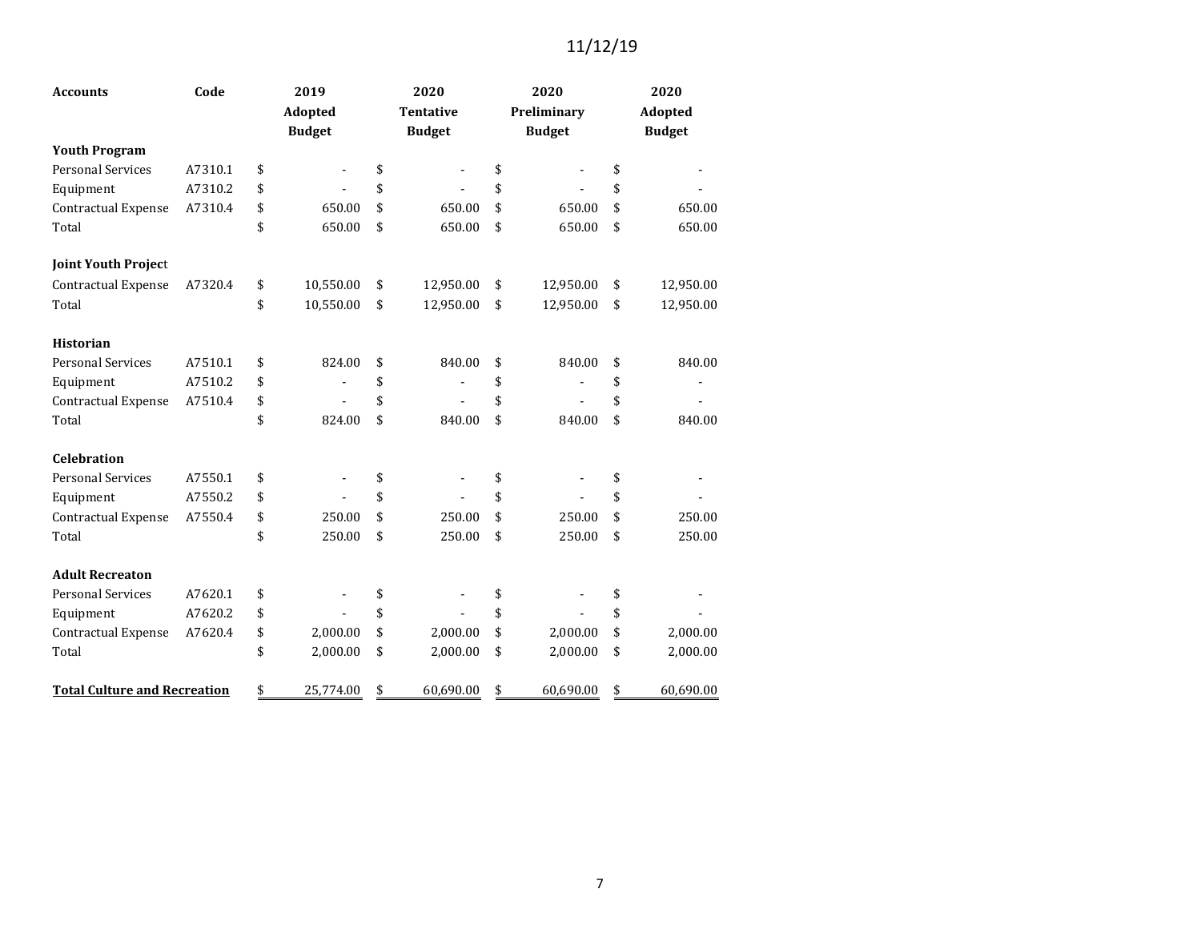11/12/19

| Accounts | Code | 2019 Adopted Budget | 2020 Tentative Budget | 2020 Preliminary Budget | 2020 Adopted Budget |
|---|---|---|---|---|---|
| **Youth Program** | | | | | |
| Personal Services | A7310.1 | $ - | $ - | $ - | $ - |
| Equipment | A7310.2 | $ - | $ - | $ - | $ - |
| Contractual Expense | A7310.4 | $ 650.00 | $ 650.00 | $ 650.00 | $ 650.00 |
| Total | | $ 650.00 | $ 650.00 | $ 650.00 | $ 650.00 |
| | | | | | |
| **Joint Youth Project** | | | | | |
| Contractual Expense | A7320.4 | $ 10,550.00 | $ 12,950.00 | $ 12,950.00 | $ 12,950.00 |
| Total | | $ 10,550.00 | $ 12,950.00 | $ 12,950.00 | $ 12,950.00 |
| | | | | | |
| **Historian** | | | | | |
| Personal Services | A7510.1 | $ 824.00 | $ 840.00 | $ 840.00 | $ 840.00 |
| Equipment | A7510.2 | $ - | $ - | $ - | $ - |
| Contractual Expense | A7510.4 | $ - | $ - | $ - | $ - |
| Total | | $ 824.00 | $ 840.00 | $ 840.00 | $ 840.00 |
| | | | | | |
| **Celebration** | | | | | |
| Personal Services | A7550.1 | $ - | $ - | $ - | $ - |
| Equipment | A7550.2 | $ - | $ - | $ - | $ - |
| Contractual Expense | A7550.4 | $ 250.00 | $ 250.00 | $ 250.00 | $ 250.00 |
| Total | | $ 250.00 | $ 250.00 | $ 250.00 | $ 250.00 |
| | | | | | |
| **Adult Recreaton** | | | | | |
| Personal Services | A7620.1 | $ - | $ - | $ - | $ - |
| Equipment | A7620.2 | $ - | $ - | $ - | $ - |
| Contractual Expense | A7620.4 | $ 2,000.00 | $ 2,000.00 | $ 2,000.00 | $ 2,000.00 |
| Total | | $ 2,000.00 | $ 2,000.00 | $ 2,000.00 | $ 2,000.00 |
| | | | | | |
| **Total Culture and Recreation** | | $ 25,774.00 | $ 60,690.00 | $ 60,690.00 | $ 60,690.00 |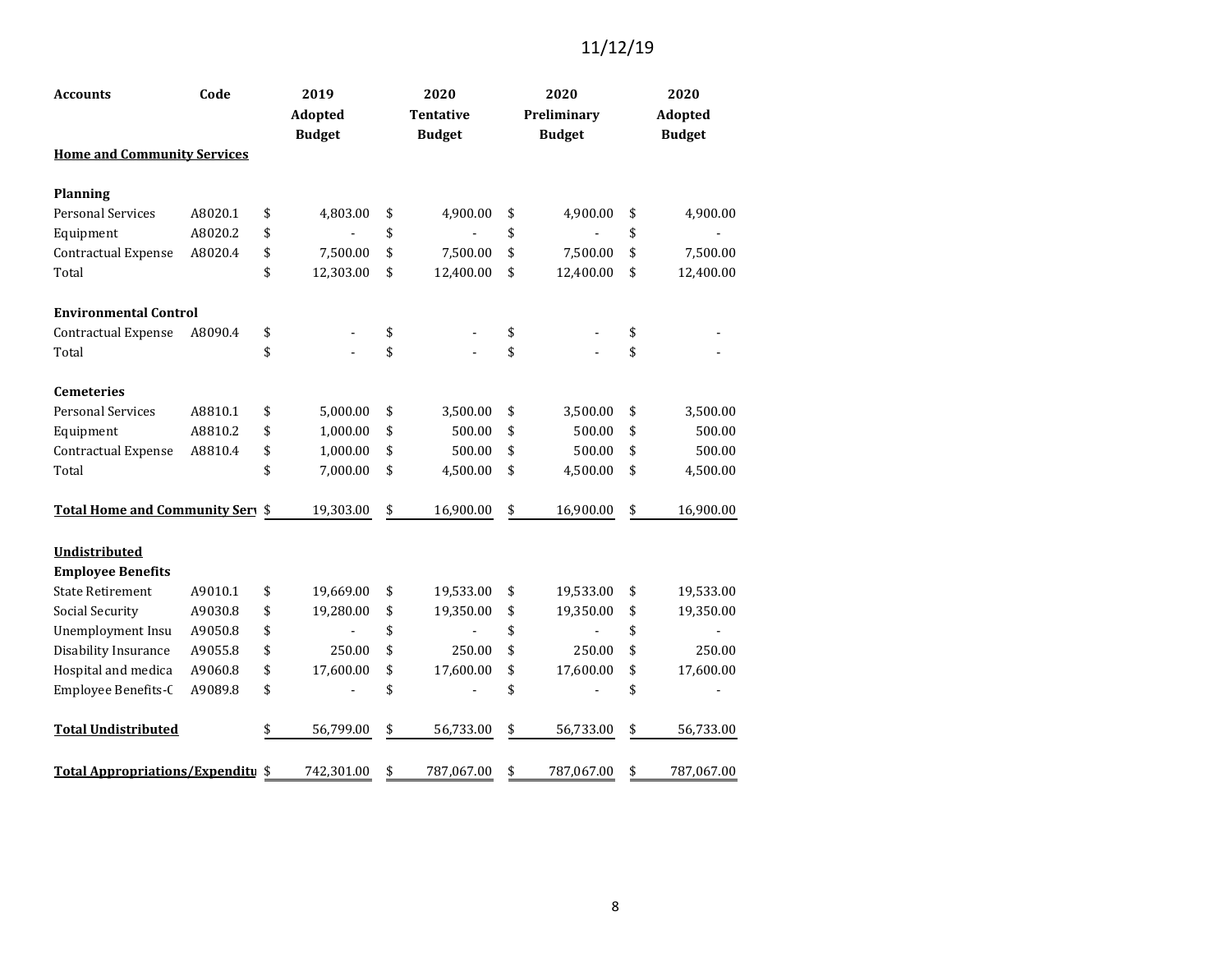11/12/19

| Accounts | Code | 2019 Adopted Budget | 2020 Tentative Budget | 2020 Preliminary Budget | 2020 Adopted Budget |
|---|---|---|---|---|---|
| **Home and Community Services** | | | | | |
| | | | | | |
| **Planning** | | | | | |
| Personal Services | A8020.1 | $ 4,803.00 | $ 4,900.00 | $ 4,900.00 | $ 4,900.00 |
| Equipment | A8020.2 | $ - | $ - | $ - | $ - |
| Contractual Expense | A8020.4 | $ 7,500.00 | $ 7,500.00 | $ 7,500.00 | $ 7,500.00 |
| Total | | $ 12,303.00 | $ 12,400.00 | $ 12,400.00 | $ 12,400.00 |
| | | | | | |
| **Environmental Control** | | | | | |
| Contractual Expense | A8090.4 | $ - | $ - | $ - | $ - |
| Total | | $ - | $ - | $ - | $ - |
| | | | | | |
| **Cemeteries** | | | | | |
| Personal Services | A8810.1 | $ 5,000.00 | $ 3,500.00 | $ 3,500.00 | $ 3,500.00 |
| Equipment | A8810.2 | $ 1,000.00 | $ 500.00 | $ 500.00 | $ 500.00 |
| Contractual Expense | A8810.4 | $ 1,000.00 | $ 500.00 | $ 500.00 | $ 500.00 |
| Total | | $ 7,000.00 | $ 4,500.00 | $ 4,500.00 | $ 4,500.00 |
| | | | | | |
| **Total Home and Community Serv** | | $ 19,303.00 | $ 16,900.00 | $ 16,900.00 | $ 16,900.00 |
| | | | | | |
| **Undistributed** | | | | | |
| **Employee Benefits** | | | | | |
| State Retirement | A9010.1 | $ 19,669.00 | $ 19,533.00 | $ 19,533.00 | $ 19,533.00 |
| Social Security | A9030.8 | $ 19,280.00 | $ 19,350.00 | $ 19,350.00 | $ 19,350.00 |
| Unemployment Insu | A9050.8 | $ - | $ - | $ - | $ - |
| Disability Insurance | A9055.8 | $ 250.00 | $ 250.00 | $ 250.00 | $ 250.00 |
| Hospital and medica | A9060.8 | $ 17,600.00 | $ 17,600.00 | $ 17,600.00 | $ 17,600.00 |
| Employee Benefits-C | A9089.8 | $ - | $ - | $ - | $ - |
| | | | | | |
| **Total Undistributed** | | $ 56,799.00 | $ 56,733.00 | $ 56,733.00 | $ 56,733.00 |
| | | | | | |
| **Total Appropriations/Expenditu** | | $ 742,301.00 | $ 787,067.00 | $ 787,067.00 | $ 787,067.00 |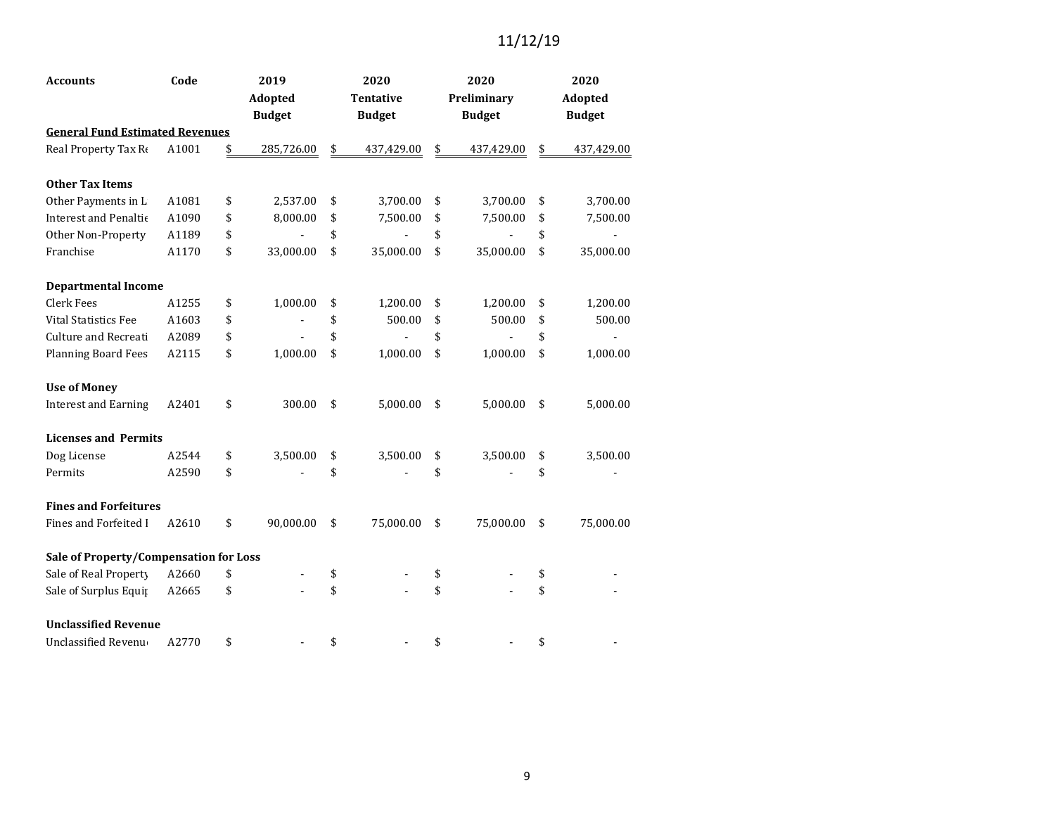11/12/19

| Accounts | Code | 2019 Adopted Budget | 2020 Tentative Budget | 2020 Preliminary Budget | 2020 Adopted Budget |
|---|---|---|---|---|---|
| **General Fund Estimated Revenues** | | | | | |
| Real Property Tax Re | A1001 | $ 285,726.00 | $ 437,429.00 | $ 437,429.00 | $ 437,429.00 |
| | | | | | |
| **Other Tax Items** | | | | | |
| Other Payments in L | A1081 | $ 2,537.00 | $ 3,700.00 | $ 3,700.00 | $ 3,700.00 |
| Interest and Penaltie | A1090 | $ 8,000.00 | $ 7,500.00 | $ 7,500.00 | $ 7,500.00 |
| Other Non-Property | A1189 | $ - | $ - | $ - | $ - |
| Franchise | A1170 | $ 33,000.00 | $ 35,000.00 | $ 35,000.00 | $ 35,000.00 |
| | | | | | |
| **Departmental Income** | | | | | |
| Clerk Fees | A1255 | $ 1,000.00 | $ 1,200.00 | $ 1,200.00 | $ 1,200.00 |
| Vital Statistics Fee | A1603 | $ - | $ 500.00 | $ 500.00 | $ 500.00 |
| Culture and Recreati | A2089 | $ - | $ - | $ - | $ - |
| Planning Board Fees | A2115 | $ 1,000.00 | $ 1,000.00 | $ 1,000.00 | $ 1,000.00 |
| | | | | | |
| **Use of Money** | | | | | |
| Interest and Earning | A2401 | $ 300.00 | $ 5,000.00 | $ 5,000.00 | $ 5,000.00 |
| | | | | | |
| **Licenses and Permits** | | | | | |
| Dog License | A2544 | $ 3,500.00 | $ 3,500.00 | $ 3,500.00 | $ 3,500.00 |
| Permits | A2590 | $ - | $ - | $ - | $ - |
| | | | | | |
| **Fines and Forfeitures** | | | | | |
| Fines and Forfeited I | A2610 | $ 90,000.00 | $ 75,000.00 | $ 75,000.00 | $ 75,000.00 |
| | | | | | |
| **Sale of Property/Compensation for Loss** | | | | | |
| Sale of Real Property | A2660 | $ - | $ - | $ - | $ - |
| Sale of Surplus Equip | A2665 | $ - | $ - | $ - | $ - |
| | | | | | |
| **Unclassified Revenue** | | | | | |
| Unclassified Revenu | A2770 | $ - | $ - | $ - | $ - |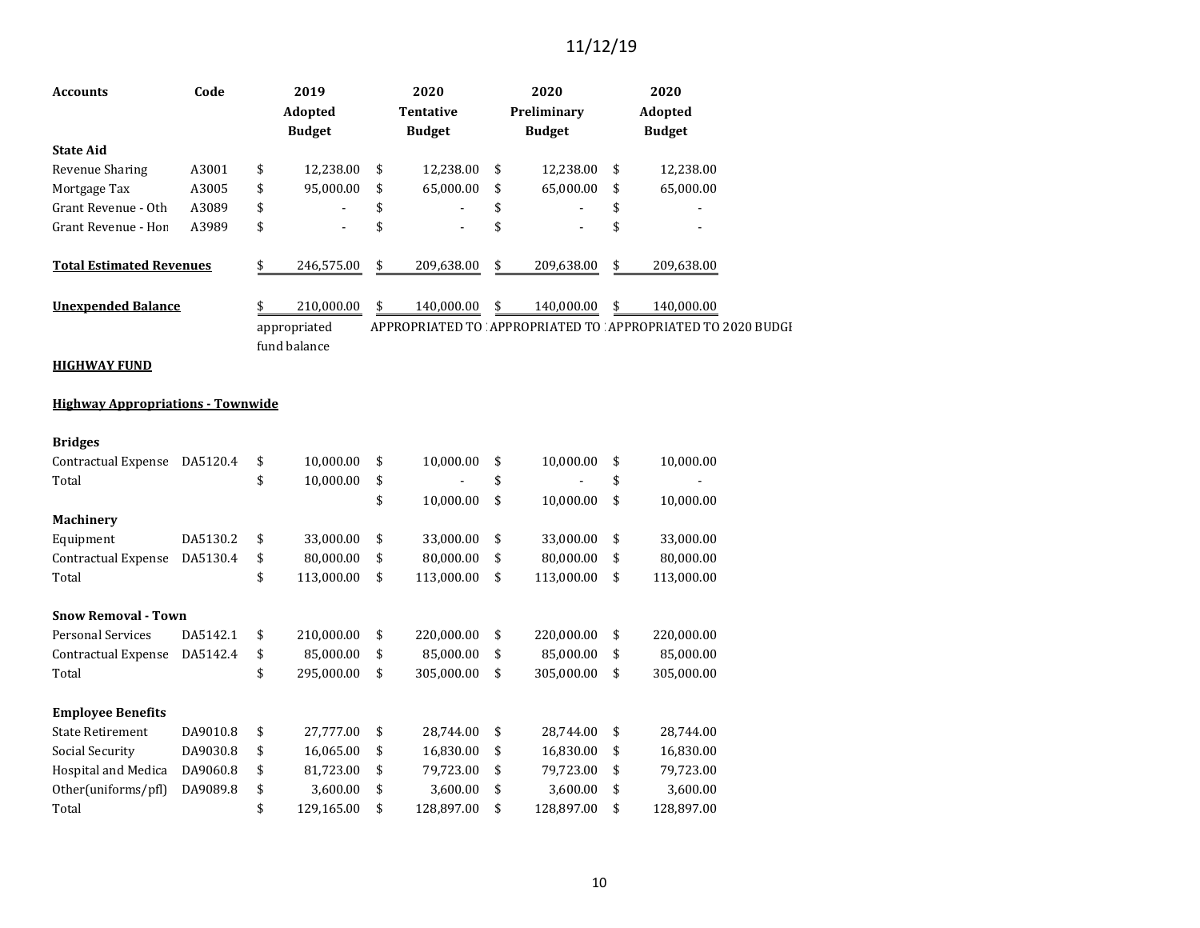11/12/19

| Accounts | Code | 2019 Adopted Budget | 2020 Tentative Budget | 2020 Preliminary Budget | 2020 Adopted Budget |
|---|---|---|---|---|---|
| **State Aid** | | | | | |
| Revenue Sharing | A3001 | $ 12,238.00 | $ 12,238.00 | $ 12,238.00 | $ 12,238.00 |
| Mortgage Tax | A3005 | $ 95,000.00 | $ 65,000.00 | $ 65,000.00 | $ 65,000.00 |
| Grant Revenue - Oth | A3089 | $ - | $ - | $ - | $ - |
| Grant Revenue - Hon | A3989 | $ - | $ - | $ - | $ - |
| | | | | | |
| **Total Estimated Revenues** | | $ 246,575.00 | $ 209,638.00 | $ 209,638.00 | $ 209,638.00 |
| | | | | | |
| **Unexpended Balance** | | $ 210,000.00 | $ 140,000.00 | $ 140,000.00 | $ 140,000.00 |
| | | appropriated fund balance | APPROPRIATED TO | APPROPRIATED TO | APPROPRIATED TO 2020 BUDGE |

**HIGHWAY FUND**

**Highway Appropriations - Townwide**

| Accounts | Code | 2019 Adopted Budget | 2020 Tentative Budget | 2020 Preliminary Budget | 2020 Adopted Budget |
|---|---|---|---|---|---|
| **Bridges** | | | | | |
| Contractual Expense | DA5120.4 | $ 10,000.00 | $ 10,000.00 | $ 10,000.00 | $ 10,000.00 |
| Total | | $ 10,000.00 | $ - | $ - | $ - |
| | | | $ 10,000.00 | $ 10,000.00 | $ 10,000.00 |
| **Machinery** | | | | | |
| Equipment | DA5130.2 | $ 33,000.00 | $ 33,000.00 | $ 33,000.00 | $ 33,000.00 |
| Contractual Expense | DA5130.4 | $ 80,000.00 | $ 80,000.00 | $ 80,000.00 | $ 80,000.00 |
| Total | | $ 113,000.00 | $ 113,000.00 | $ 113,000.00 | $ 113,000.00 |
| | | | | | |
| **Snow Removal - Town** | | | | | |
| Personal Services | DA5142.1 | $ 210,000.00 | $ 220,000.00 | $ 220,000.00 | $ 220,000.00 |
| Contractual Expense | DA5142.4 | $ 85,000.00 | $ 85,000.00 | $ 85,000.00 | $ 85,000.00 |
| Total | | $ 295,000.00 | $ 305,000.00 | $ 305,000.00 | $ 305,000.00 |
| | | | | | |
| **Employee Benefits** | | | | | |
| State Retirement | DA9010.8 | $ 27,777.00 | $ 28,744.00 | $ 28,744.00 | $ 28,744.00 |
| Social Security | DA9030.8 | $ 16,065.00 | $ 16,830.00 | $ 16,830.00 | $ 16,830.00 |
| Hospital and Medica | DA9060.8 | $ 81,723.00 | $ 79,723.00 | $ 79,723.00 | $ 79,723.00 |
| Other(uniforms/pfl) | DA9089.8 | $ 3,600.00 | $ 3,600.00 | $ 3,600.00 | $ 3,600.00 |
| Total | | $ 129,165.00 | $ 128,897.00 | $ 128,897.00 | $ 128,897.00 |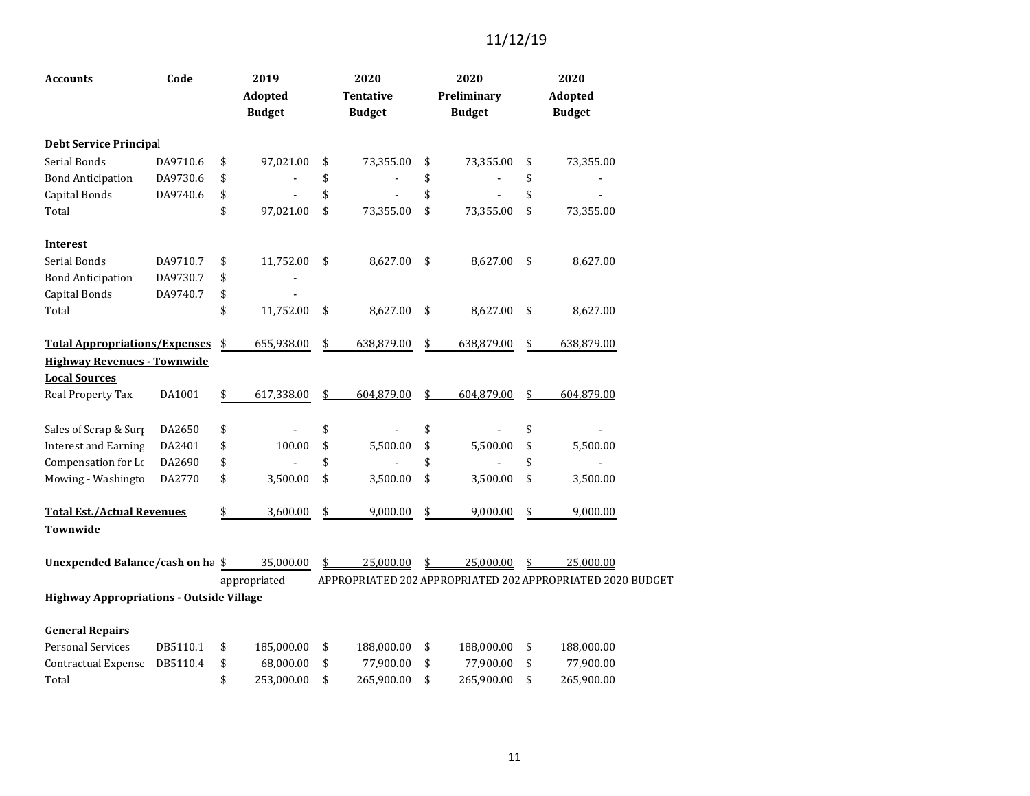11/12/19

| Accounts | Code | 2019 Adopted Budget | 2020 Tentative Budget | 2020 Preliminary Budget | 2020 Adopted Budget |
|---|---|---|---|---|---|
| **Debt Service Principal** | | | | | |
| Serial Bonds | DA9710.6 | $ 97,021.00 | $ 73,355.00 | $ 73,355.00 | $ 73,355.00 |
| Bond Anticipation | DA9730.6 | $ - | $ - | $ - | $ - |
| Capital Bonds | DA9740.6 | $ - | $ - | $ - | $ - |
| Total | | $ 97,021.00 | $ 73,355.00 | $ 73,355.00 | $ 73,355.00 |
| **Interest** | | | | | |
| Serial Bonds | DA9710.7 | $ 11,752.00 | $ 8,627.00 | $ 8,627.00 | $ 8,627.00 |
| Bond Anticipation | DA9730.7 | $ - | | | |
| Capital Bonds | DA9740.7 | $ - | | | |
| Total | | $ 11,752.00 | $ 8,627.00 | $ 8,627.00 | $ 8,627.00 |
| **Total Appropriations/Expenses** | | $ 655,938.00 | $ 638,879.00 | $ 638,879.00 | $ 638,879.00 |
| **Highway Revenues - Townwide** | | | | | |
| **Local Sources** | | | | | |
| Real Property Tax | DA1001 | $ 617,338.00 | $ 604,879.00 | $ 604,879.00 | $ 604,879.00 |
| Sales of Scrap & Surp | DA2650 | $ - | $ - | $ - | $ - |
| Interest and Earning | DA2401 | $ 100.00 | $ 5,500.00 | $ 5,500.00 | $ 5,500.00 |
| Compensation for Lo | DA2690 | $ - | $ - | $ - | $ - |
| Mowing - Washingto | DA2770 | $ 3,500.00 | $ 3,500.00 | $ 3,500.00 | $ 3,500.00 |
| **Total Est./Actual Revenues Townwide** | | $ 3,600.00 | $ 9,000.00 | $ 9,000.00 | $ 9,000.00 |
| **Unexpended Balance/cash on ha** | | $ 35,000.00 | $ 25,000.00 | $ 25,000.00 | $ 25,000.00 |
| | | appropriated | APPROPRIATED 202 | APPROPRIATED 202 | APPROPRIATED 2020 BUDGET |
| **Highway Appropriations - Outside Village** | | | | | |
| **General Repairs** | | | | | |
| Personal Services | DB5110.1 | $ 185,000.00 | $ 188,000.00 | $ 188,000.00 | $ 188,000.00 |
| Contractual Expense | DB5110.4 | $ 68,000.00 | $ 77,900.00 | $ 77,900.00 | $ 77,900.00 |
| Total | | $ 253,000.00 | $ 265,900.00 | $ 265,900.00 | $ 265,900.00 |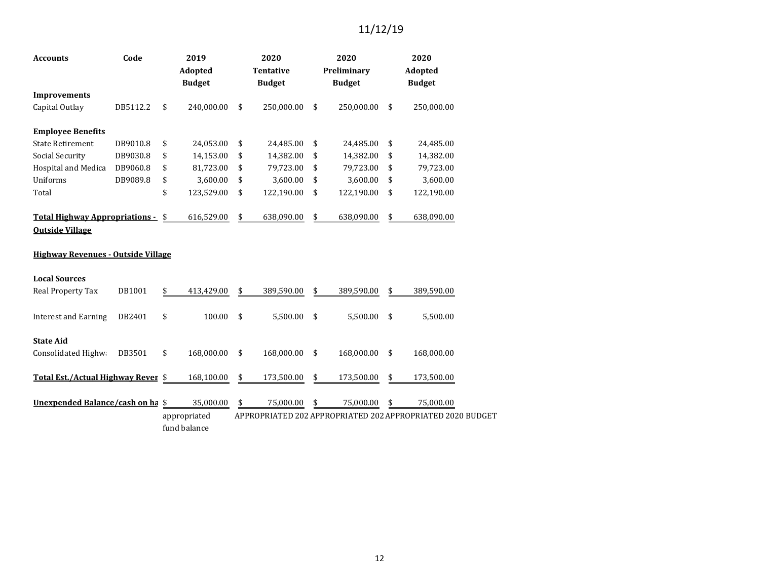11/12/19

| Accounts | Code | 2019 Adopted Budget | 2020 Tentative Budget | 2020 Preliminary Budget | 2020 Adopted Budget |
|---|---|---|---|---|---|
| **Improvements** | | | | | |
| Capital Outlay | DB5112.2 | $ 240,000.00 | $ 250,000.00 | $ 250,000.00 | $ 250,000.00 |
| | | | | | |
| **Employee Benefits** | | | | | |
| State Retirement | DB9010.8 | $ 24,053.00 | $ 24,485.00 | $ 24,485.00 | $ 24,485.00 |
| Social Security | DB9030.8 | $ 14,153.00 | $ 14,382.00 | $ 14,382.00 | $ 14,382.00 |
| Hospital and Medica | DB9060.8 | $ 81,723.00 | $ 79,723.00 | $ 79,723.00 | $ 79,723.00 |
| Uniforms | DB9089.8 | $ 3,600.00 | $ 3,600.00 | $ 3,600.00 | $ 3,600.00 |
| Total | | $ 123,529.00 | $ 122,190.00 | $ 122,190.00 | $ 122,190.00 |
| | | | | | |
| **Total Highway Appropriations - Outside Village** | | $ 616,529.00 | $ 638,090.00 | $ 638,090.00 | $ 638,090.00 |
| | | | | | |
| **Highway Revenues - Outside Village** | | | | | |
| | | | | | |
| **Local Sources** | | | | | |
| Real Property Tax | DB1001 | $ 413,429.00 | $ 389,590.00 | $ 389,590.00 | $ 389,590.00 |
| | | | | | |
| Interest and Earning | DB2401 | $ 100.00 | $ 5,500.00 | $ 5,500.00 | $ 5,500.00 |
| | | | | | |
| **State Aid** | | | | | |
| Consolidated Highw | DB3501 | $ 168,000.00 | $ 168,000.00 | $ 168,000.00 | $ 168,000.00 |
| | | | | | |
| **Total Est./Actual Highway Reven** | | $ 168,100.00 | $ 173,500.00 | $ 173,500.00 | $ 173,500.00 |
| | | | | | |
| **Unexpended Balance/cash on ha** | | $ 35,000.00 | $ 75,000.00 | $ 75,000.00 | $ 75,000.00 |
| | | appropriated fund balance | APPROPRIATED 202 | APPROPRIATED 202 | APPROPRIATED 2020 BUDGET |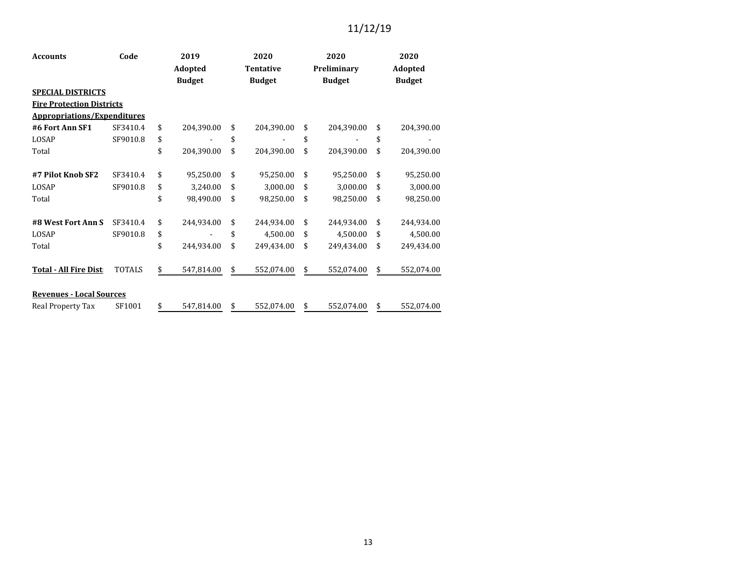11/12/19

| Accounts | Code | 2019 Adopted Budget | 2020 Tentative Budget | 2020 Preliminary Budget | 2020 Adopted Budget |
|---|---|---|---|---|---|
| **SPECIAL DISTRICTS** | | | | | |
| **Fire Protection Districts** | | | | | |
| **Appropriations/Expenditures** | | | | | |
| **#6 Fort Ann SF1** | SF3410.4 | $ 204,390.00 | $ 204,390.00 | $ 204,390.00 | $ 204,390.00 |
| LOSAP | SF9010.8 | $ - | $ - | $ - | $ - |
| Total | | $ 204,390.00 | $ 204,390.00 | $ 204,390.00 | $ 204,390.00 |
| | | | | | |
| **#7 Pilot Knob SF2** | SF3410.4 | $ 95,250.00 | $ 95,250.00 | $ 95,250.00 | $ 95,250.00 |
| LOSAP | SF9010.8 | $ 3,240.00 | $ 3,000.00 | $ 3,000.00 | $ 3,000.00 |
| Total | | $ 98,490.00 | $ 98,250.00 | $ 98,250.00 | $ 98,250.00 |
| | | | | | |
| **#8 West Fort Ann S** | SF3410.4 | $ 244,934.00 | $ 244,934.00 | $ 244,934.00 | $ 244,934.00 |
| LOSAP | SF9010.8 | $ - | $ 4,500.00 | $ 4,500.00 | $ 4,500.00 |
| Total | | $ 244,934.00 | $ 249,434.00 | $ 249,434.00 | $ 249,434.00 |
| | | | | | |
| **Total - All Fire Dist** | TOTALS | $ 547,814.00 | $ 552,074.00 | $ 552,074.00 | $ 552,074.00 |
| | | | | | |
| **Revenues - Local Sources** | | | | | |
| Real Property Tax | SF1001 | $ 547,814.00 | $ 552,074.00 | $ 552,074.00 | $ 552,074.00 |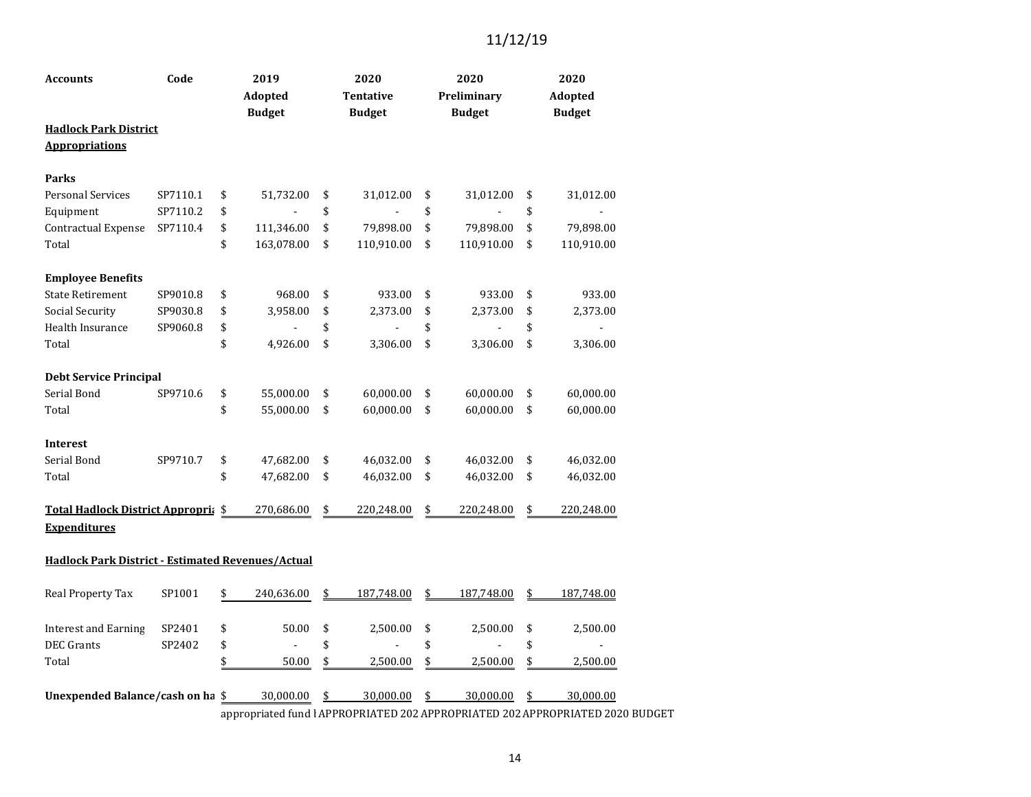11/12/19

| Accounts | Code | 2019 Adopted Budget | 2020 Tentative Budget | 2020 Preliminary Budget | 2020 Adopted Budget |
|---|---|---|---|---|---|
| **Hadlock Park District** | | | | | |
| **Appropriations** | | | | | |
| **Parks** | | | | | |
| Personal Services | SP7110.1 | $ 51,732.00 | $ 31,012.00 | $ 31,012.00 | $ 31,012.00 |
| Equipment | SP7110.2 | $ - | $ - | $ - | $ - |
| Contractual Expense | SP7110.4 | $ 111,346.00 | $ 79,898.00 | $ 79,898.00 | $ 79,898.00 |
| Total | | $ 163,078.00 | $ 110,910.00 | $ 110,910.00 | $ 110,910.00 |
| **Employee Benefits** | | | | | |
| State Retirement | SP9010.8 | $ 968.00 | $ 933.00 | $ 933.00 | $ 933.00 |
| Social Security | SP9030.8 | $ 3,958.00 | $ 2,373.00 | $ 2,373.00 | $ 2,373.00 |
| Health Insurance | SP9060.8 | $ - | $ - | $ - | $ - |
| Total | | $ 4,926.00 | $ 3,306.00 | $ 3,306.00 | $ 3,306.00 |
| **Debt Service Principal** | | | | | |
| Serial Bond | SP9710.6 | $ 55,000.00 | $ 60,000.00 | $ 60,000.00 | $ 60,000.00 |
| Total | | $ 55,000.00 | $ 60,000.00 | $ 60,000.00 | $ 60,000.00 |
| **Interest** | | | | | |
| Serial Bond | SP9710.7 | $ 47,682.00 | $ 46,032.00 | $ 46,032.00 | $ 46,032.00 |
| Total | | $ 47,682.00 | $ 46,032.00 | $ 46,032.00 | $ 46,032.00 |
| **Total Hadlock District Appropria Expenditures** | | $ 270,686.00 | $ 220,248.00 | $ 220,248.00 | $ 220,248.00 |
| **Hadlock Park District - Estimated Revenues/Actual** | | | | | |
| Real Property Tax | SP1001 | $ 240,636.00 | $ 187,748.00 | $ 187,748.00 | $ 187,748.00 |
| Interest and Earning | SP2401 | $ 50.00 | $ 2,500.00 | $ 2,500.00 | $ 2,500.00 |
| DEC Grants | SP2402 | $ - | $ - | $ - | $ - |
| Total | | $ 50.00 | $ 2,500.00 | $ 2,500.00 | $ 2,500.00 |
| **Unexpended Balance/cash on ha** | | $ 30,000.00 | $ 30,000.00 | $ 30,000.00 | $ 30,000.00 |
| | | appropriated fund l | APPROPRIATED 202 | APPROPRIATED 202 | APPROPRIATED 2020 BUDGET |